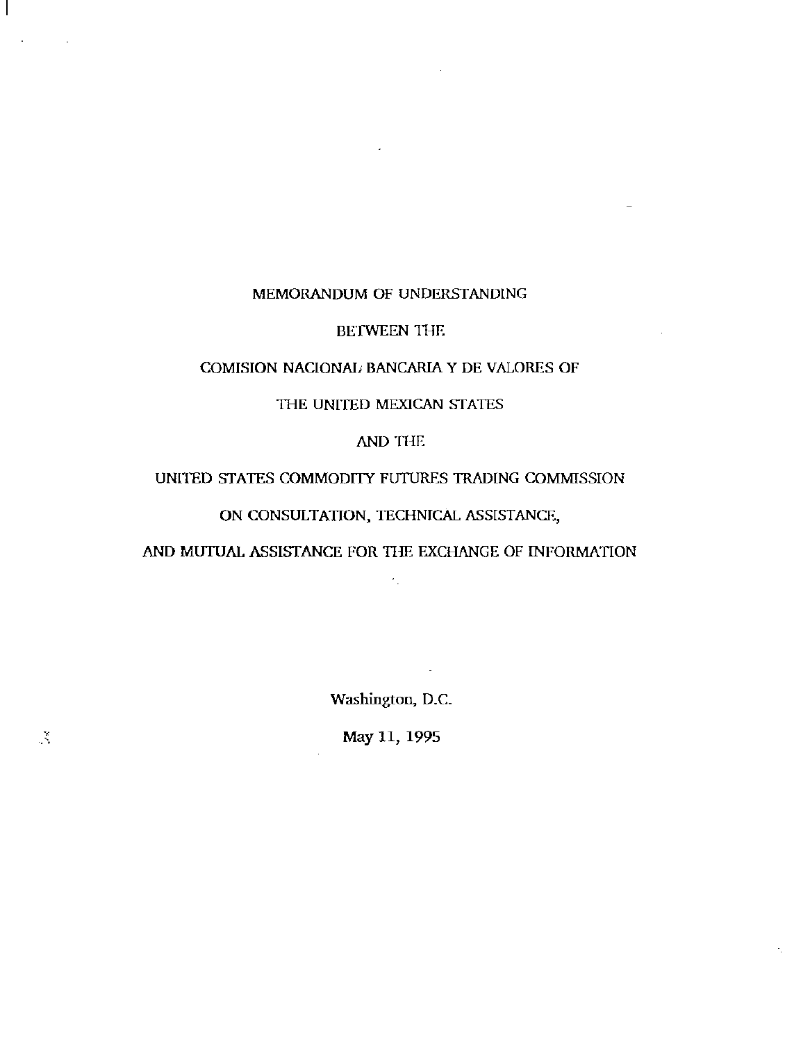# MEMORANDUM OF UNDERSTANDING

# BETWEEN THE

# COMISION NACIONAL BANCARIA Y DE VALORES OF

# THE UNITED MEXICAN STATES

# AND THE

# UNITED STATES COMMODITY FUTURES TRADING COMMISSION

# ON CONSULTATION, TECHNICAL ASSISTANCE,

# AND MUTUAL ASSISTANCE FOR THE EXCHANGE OF INFORMATION

Washington, D.C.

May 11, 1995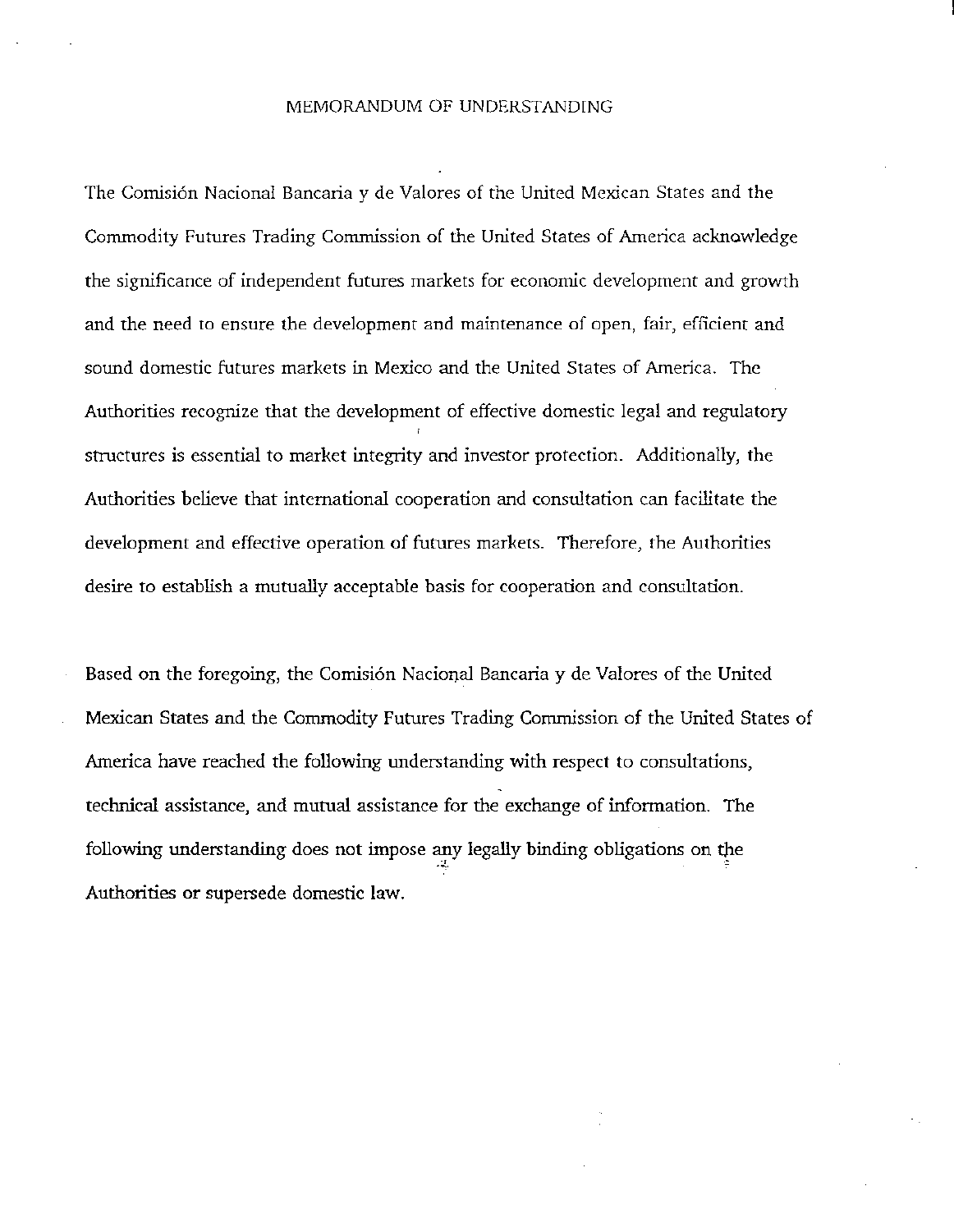# MEMORANDUM OF UNDERSTANDING

The Comisión Nacional Bancaria y de Valores of the United Mexican States and the Commodity Futures Trading Commission of the United States of America acknowledge the significance of independent futures markets for economic development and growth and the need to ensure the development and maintenance of open, fair, efficient and sound domestic futures markets in Mexico and the United States of America. The Authorities recognize that the development of effective domestic legal and regulatory structures is essential to market integrity and investor protection. Additionally, the Authorities believe that international cooperation and consultation can facilitate the development and effective operation of futures markets. Therefore, the Authorities desire to establish a mutually acceptable basis for cooperation and consultation.

Based on the foregoing, the Comisión Nacional Bancaria y de Valores of the United Mexican States and the Commodity Futures Trading Commission of the United States of America have reached the following understanding with respect to consultations, technical assistance, and mutual assistance for the exchange of information. The following understanding does not impose any legally binding obligations on the Authorities or supersede domestic law.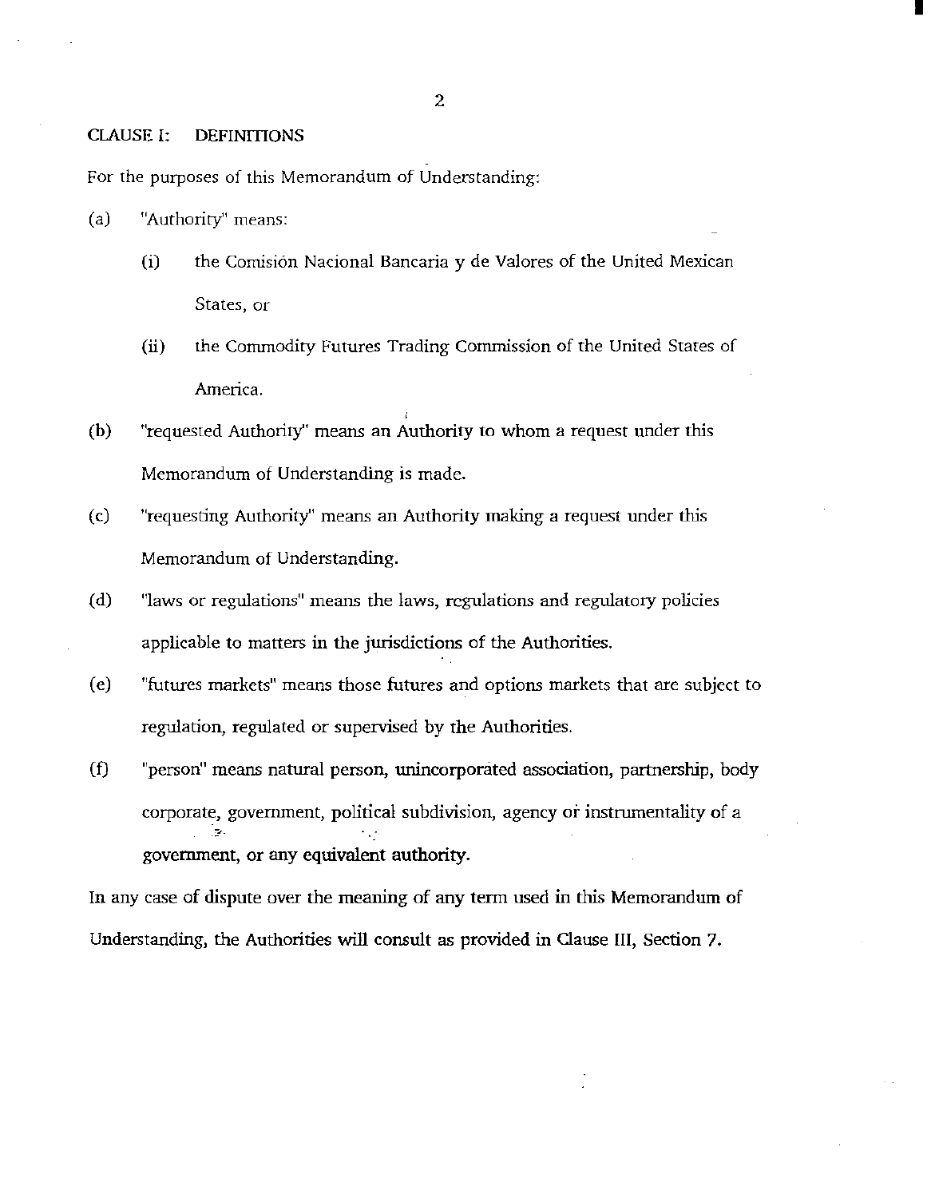## CLAUSE I: DEFINITIONS

For the purposes of this Memorandum of Understanding:

(a) "Authority" means:

  (i) the Comisión Nacional Bancaria y de Valores of the United Mexican States, or

  (ii) the Commodity Futures Trading Commission of the United States of America.

(b) "requested Authority" means an Authority to whom a request under this Memorandum of Understanding is made.

(c) "requesting Authority" means an Authority making a request under this Memorandum of Understanding.

(d) "laws or regulations" means the laws, regulations and regulatory policies applicable to matters in the jurisdictions of the Authorities.

(e) "futures markets" means those futures and options markets that are subject to regulation, regulated or supervised by the Authorities.

(f) "person" means natural person, unincorporated association, partnership, body corporate, government, political subdivision, agency or instrumentality of a government, or any equivalent authority.

In any case of dispute over the meaning of any term used in this Memorandum of Understanding, the Authorities will consult as provided in Clause III, Section 7.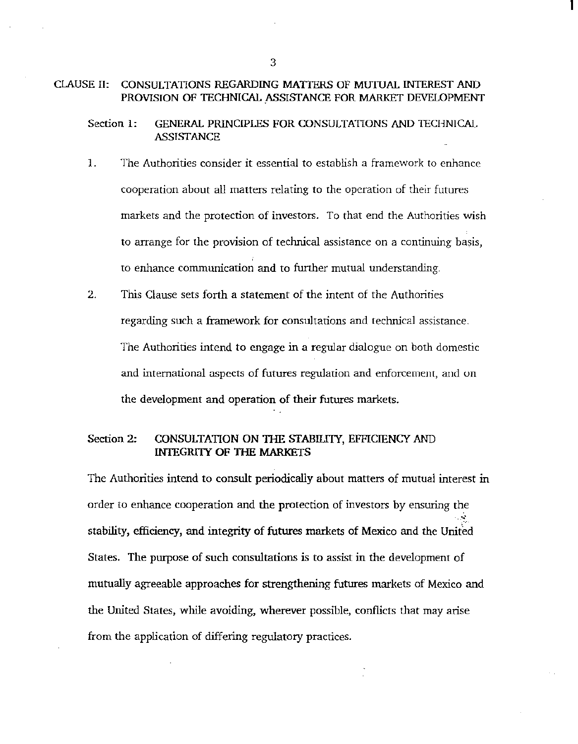## CLAUSE II: CONSULTATIONS REGARDING MATTERS OF MUTUAL INTEREST AND PROVISION OF TECHNICAL ASSISTANCE FOR MARKET DEVELOPMENT

### Section 1: GENERAL PRINCIPLES FOR CONSULTATIONS AND TECHNICAL ASSISTANCE

1. The Authorities consider it essential to establish a framework to enhance cooperation about all matters relating to the operation of their futures markets and the protection of investors. To that end the Authorities wish to arrange for the provision of technical assistance on a continuing basis, to enhance communication and to further mutual understanding.

2. This Clause sets forth a statement of the intent of the Authorities regarding such a framework for consultations and technical assistance. The Authorities intend to engage in a regular dialogue on both domestic and international aspects of futures regulation and enforcement, and on the development and operation of their futures markets.

### Section 2: CONSULTATION ON THE STABILITY, EFFICIENCY AND INTEGRITY OF THE MARKETS

The Authorities intend to consult periodically about matters of mutual interest in order to enhance cooperation and the protection of investors by ensuring the stability, efficiency, and integrity of futures markets of Mexico and the United States. The purpose of such consultations is to assist in the development of mutually agreeable approaches for strengthening futures markets of Mexico and the United States, while avoiding, wherever possible, conflicts that may arise from the application of differing regulatory practices.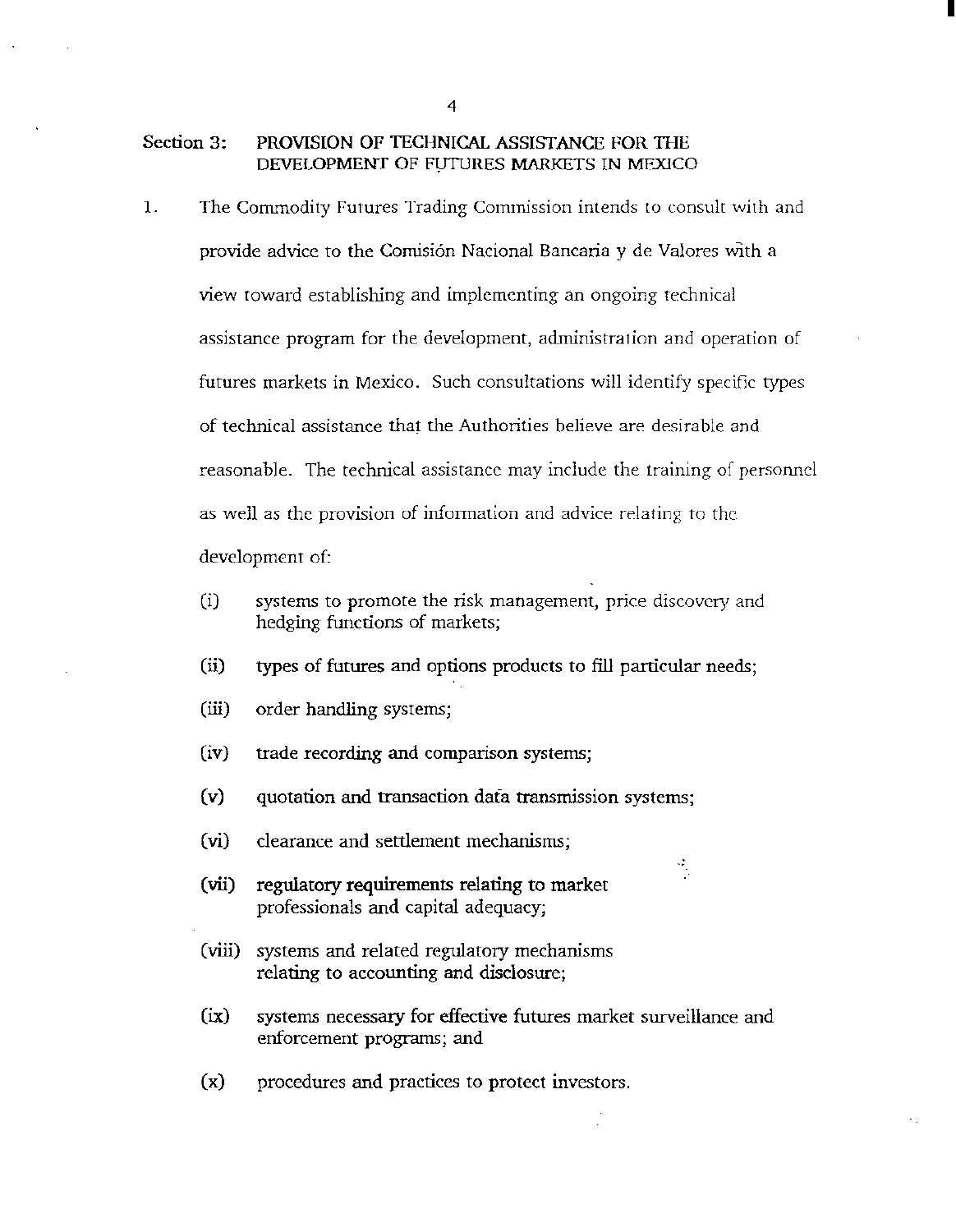## Section 3: PROVISION OF TECHNICAL ASSISTANCE FOR THE DEVELOPMENT OF FUTURES MARKETS IN MEXICO

1. The Commodity Futures Trading Commission intends to consult with and provide advice to the Comisión Nacional Bancaria y de Valores with a view toward establishing and implementing an ongoing technical assistance program for the development, administration and operation of futures markets in Mexico. Such consultations will identify specific types of technical assistance that the Authorities believe are desirable and reasonable. The technical assistance may include the training of personnel as well as the provision of information and advice relating to the development of:

   (i) systems to promote the risk management, price discovery and hedging functions of markets;

   (ii) types of futures and options products to fill particular needs;

   (iii) order handling systems;

   (iv) trade recording and comparison systems;

   (v) quotation and transaction data transmission systems;

   (vi) clearance and settlement mechanisms;

   (vii) regulatory requirements relating to market professionals and capital adequacy;

   (viii) systems and related regulatory mechanisms relating to accounting and disclosure;

   (ix) systems necessary for effective futures market surveillance and enforcement programs; and

   (x) procedures and practices to protect investors.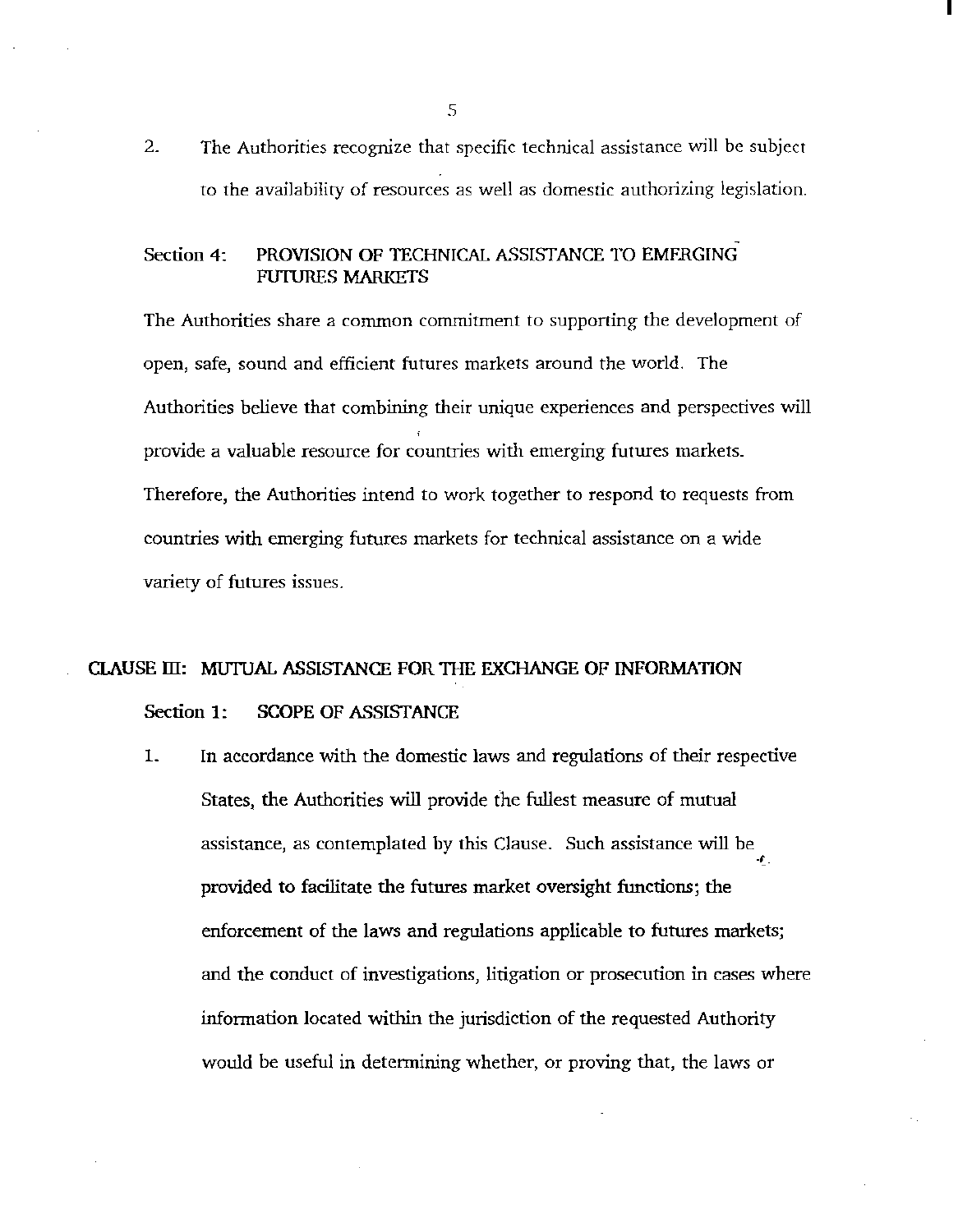2. The Authorities recognize that specific technical assistance will be subject to the availability of resources as well as domestic authorizing legislation.

### Section 4: PROVISION OF TECHNICAL ASSISTANCE TO EMERGING FUTURES MARKETS

The Authorities share a common commitment to supporting the development of open, safe, sound and efficient futures markets around the world. The Authorities believe that combining their unique experiences and perspectives will provide a valuable resource for countries with emerging futures markets. Therefore, the Authorities intend to work together to respond to requests from countries with emerging futures markets for technical assistance on a wide variety of futures issues.

## CLAUSE III: MUTUAL ASSISTANCE FOR THE EXCHANGE OF INFORMATION

### Section 1: SCOPE OF ASSISTANCE

1. In accordance with the domestic laws and regulations of their respective States, the Authorities will provide the fullest measure of mutual assistance, as contemplated by this Clause. Such assistance will be provided to facilitate the futures market oversight functions; the enforcement of the laws and regulations applicable to futures markets; and the conduct of investigations, litigation or prosecution in cases where information located within the jurisdiction of the requested Authority would be useful in determining whether, or proving that, the laws or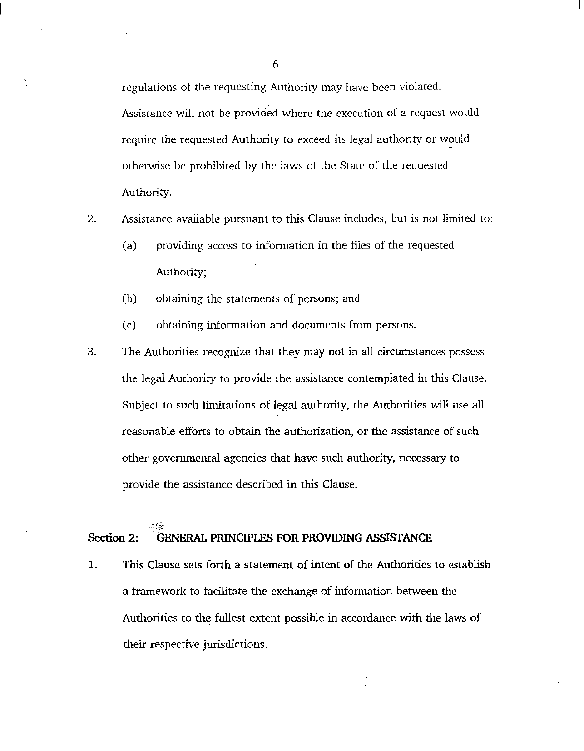regulations of the requesting Authority may have been violated. Assistance will not be provided where the execution of a request would require the requested Authority to exceed its legal authority or would otherwise be prohibited by the laws of the State of the requested Authority.

2. Assistance available pursuant to this Clause includes, but is not limited to:

   (a) providing access to information in the files of the requested Authority;

   (b) obtaining the statements of persons; and

   (c) obtaining information and documents from persons.

3. The Authorities recognize that they may not in all circumstances possess the legal Authority to provide the assistance contemplated in this Clause. Subject to such limitations of legal authority, the Authorities will use all reasonable efforts to obtain the authorization, or the assistance of such other governmental agencies that have such authority, necessary to provide the assistance described in this Clause.

## Section 2: GENERAL PRINCIPLES FOR PROVIDING ASSISTANCE

1. This Clause sets forth a statement of intent of the Authorities to establish a framework to facilitate the exchange of information between the Authorities to the fullest extent possible in accordance with the laws of their respective jurisdictions.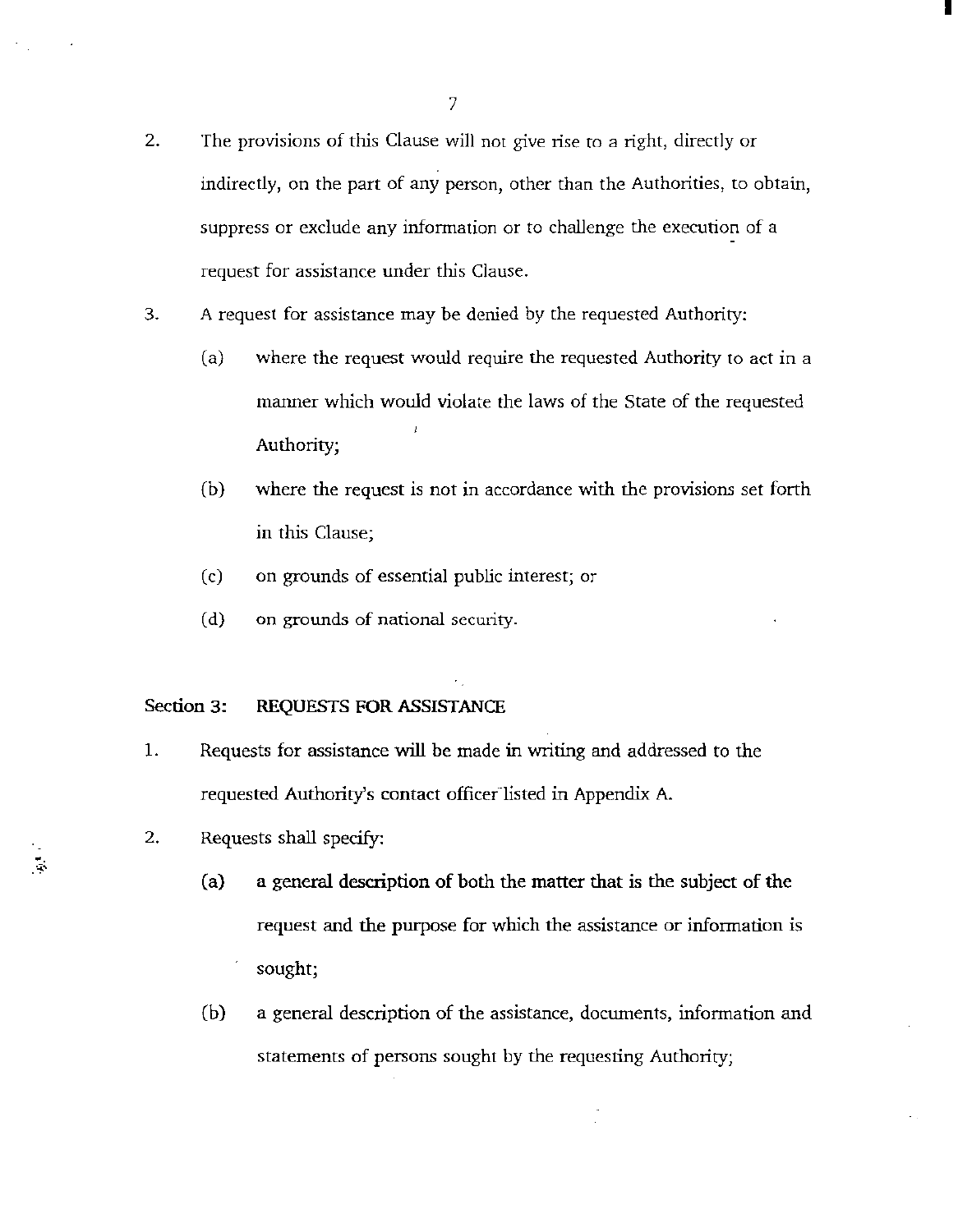2. The provisions of this Clause will not give rise to a right, directly or indirectly, on the part of any person, other than the Authorities, to obtain, suppress or exclude any information or to challenge the execution of a request for assistance under this Clause.

3. A request for assistance may be denied by the requested Authority:

   (a) where the request would require the requested Authority to act in a manner which would violate the laws of the State of the requested Authority;

   (b) where the request is not in accordance with the provisions set forth in this Clause;

   (c) on grounds of essential public interest; or

   (d) on grounds of national security.

## Section 3: REQUESTS FOR ASSISTANCE

1. Requests for assistance will be made in writing and addressed to the requested Authority's contact officer listed in Appendix A.

2. Requests shall specify:

   (a) a general description of both the matter that is the subject of the request and the purpose for which the assistance or information is sought;

   (b) a general description of the assistance, documents, information and statements of persons sought by the requesting Authority;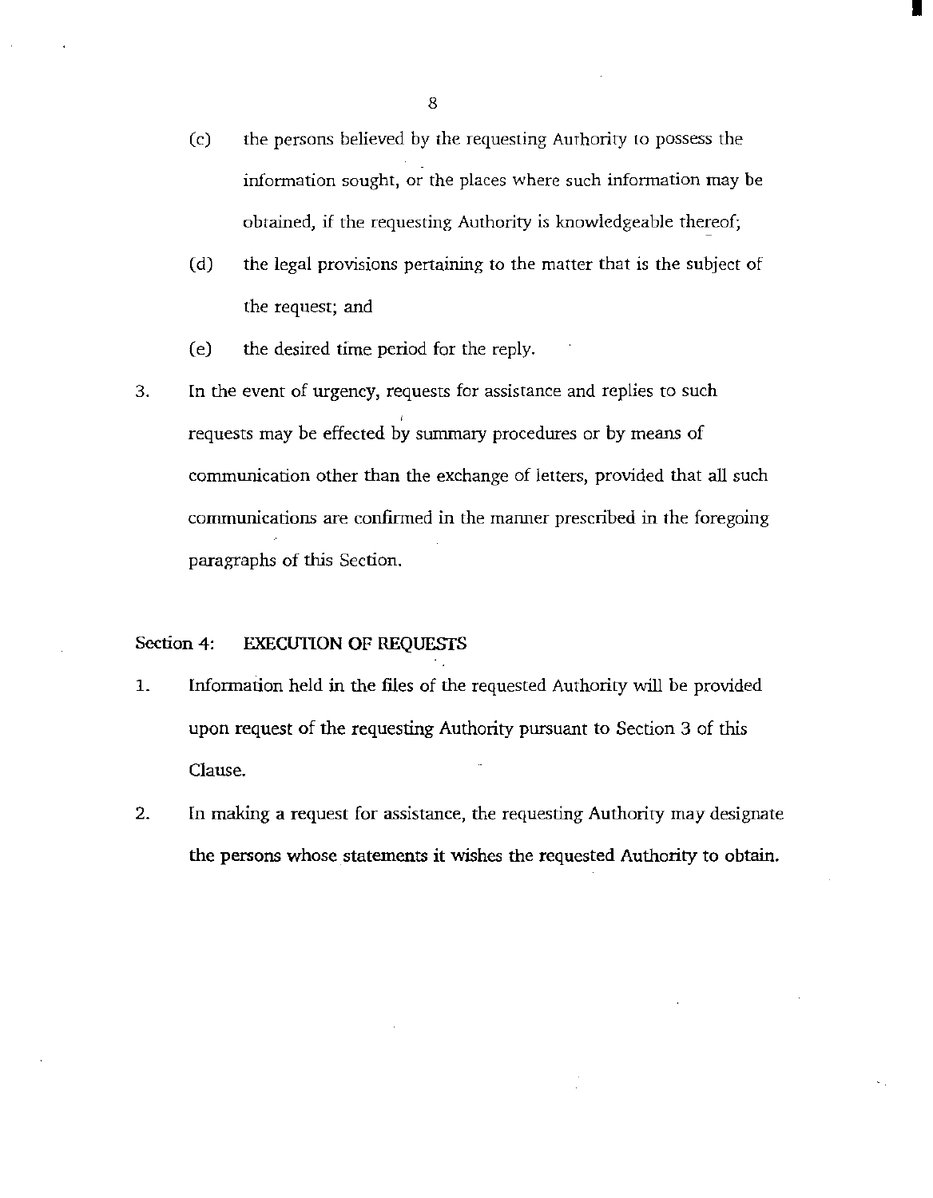(c) the persons believed by the requesting Authority to possess the information sought, or the places where such information may be obtained, if the requesting Authority is knowledgeable thereof;

(d) the legal provisions pertaining to the matter that is the subject of the request; and

(e) the desired time period for the reply.

3. In the event of urgency, requests for assistance and replies to such requests may be effected by summary procedures or by means of communication other than the exchange of letters, provided that all such communications are confirmed in the manner prescribed in the foregoing paragraphs of this Section.

### Section 4: EXECUTION OF REQUESTS

1. Information held in the files of the requested Authority will be provided upon request of the requesting Authority pursuant to Section 3 of this Clause.

2. In making a request for assistance, the requesting Authority may designate the persons whose statements it wishes the requested Authority to obtain.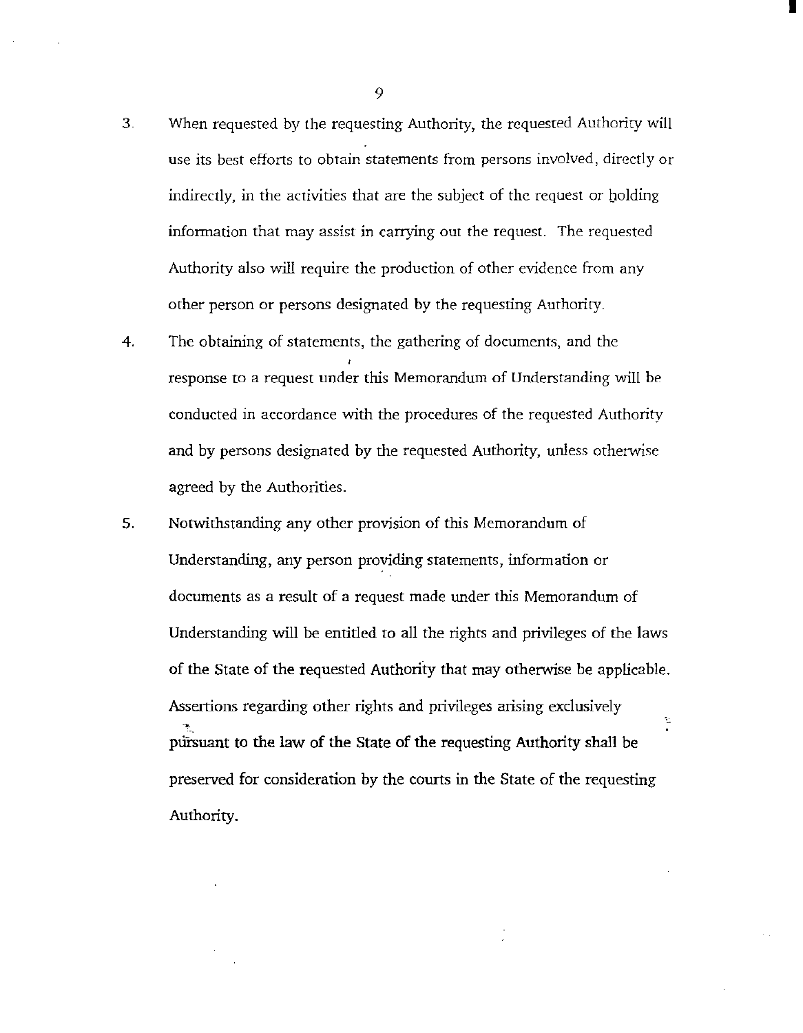3. When requested by the requesting Authority, the requested Authority will use its best efforts to obtain statements from persons involved, directly or indirectly, in the activities that are the subject of the request or holding information that may assist in carrying out the request. The requested Authority also will require the production of other evidence from any other person or persons designated by the requesting Authority.

4. The obtaining of statements, the gathering of documents, and the response to a request under this Memorandum of Understanding will be conducted in accordance with the procedures of the requested Authority and by persons designated by the requested Authority, unless otherwise agreed by the Authorities.

5. Notwithstanding any other provision of this Memorandum of Understanding, any person providing statements, information or documents as a result of a request made under this Memorandum of Understanding will be entitled to all the rights and privileges of the laws of the State of the requested Authority that may otherwise be applicable. Assertions regarding other rights and privileges arising exclusively pursuant to the law of the State of the requesting Authority shall be preserved for consideration by the courts in the State of the requesting Authority.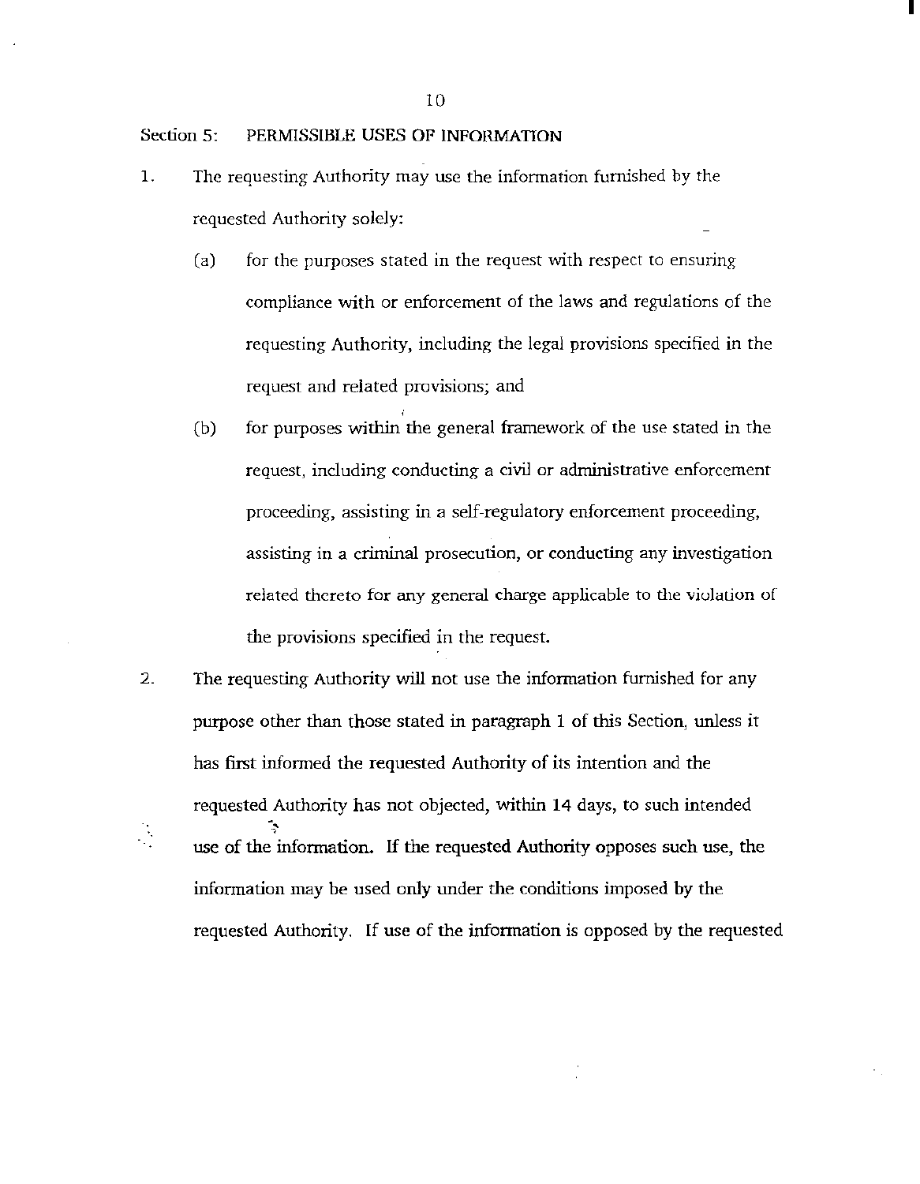Section 5: PERMISSIBLE USES OF INFORMATION

1. The requesting Authority may use the information furnished by the requested Authority solely:

   (a) for the purposes stated in the request with respect to ensuring compliance with or enforcement of the laws and regulations of the requesting Authority, including the legal provisions specified in the request and related provisions; and

   (b) for purposes within the general framework of the use stated in the request, including conducting a civil or administrative enforcement proceeding, assisting in a self-regulatory enforcement proceeding, assisting in a criminal prosecution, or conducting any investigation related thereto for any general charge applicable to the violation of the provisions specified in the request.

2. The requesting Authority will not use the information furnished for any purpose other than those stated in paragraph 1 of this Section, unless it has first informed the requested Authority of its intention and the requested Authority has not objected, within 14 days, to such intended use of the information. If the requested Authority opposes such use, the information may be used only under the conditions imposed by the requested Authority. If use of the information is opposed by the requested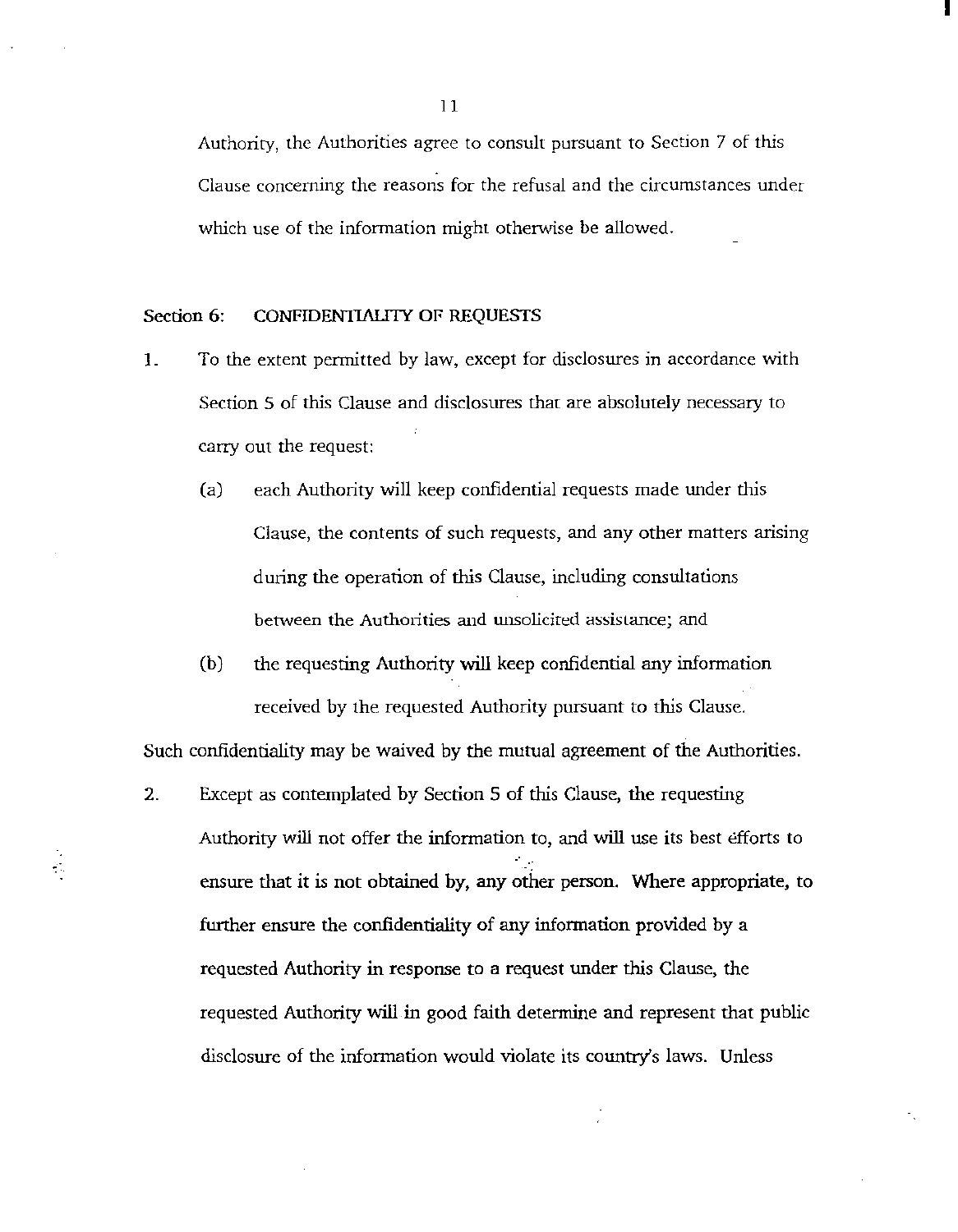Authority, the Authorities agree to consult pursuant to Section 7 of this Clause concerning the reasons for the refusal and the circumstances under which use of the information might otherwise be allowed.

### Section 6: CONFIDENTIALITY OF REQUESTS

1. To the extent permitted by law, except for disclosures in accordance with Section 5 of this Clause and disclosures that are absolutely necessary to carry out the request:

   (a) each Authority will keep confidential requests made under this Clause, the contents of such requests, and any other matters arising during the operation of this Clause, including consultations between the Authorities and unsolicited assistance; and

   (b) the requesting Authority will keep confidential any information received by the requested Authority pursuant to this Clause.

Such confidentiality may be waived by the mutual agreement of the Authorities.

2. Except as contemplated by Section 5 of this Clause, the requesting Authority will not offer the information to, and will use its best efforts to ensure that it is not obtained by, any other person. Where appropriate, to further ensure the confidentiality of any information provided by a requested Authority in response to a request under this Clause, the requested Authority will in good faith determine and represent that public disclosure of the information would violate its country's laws. Unless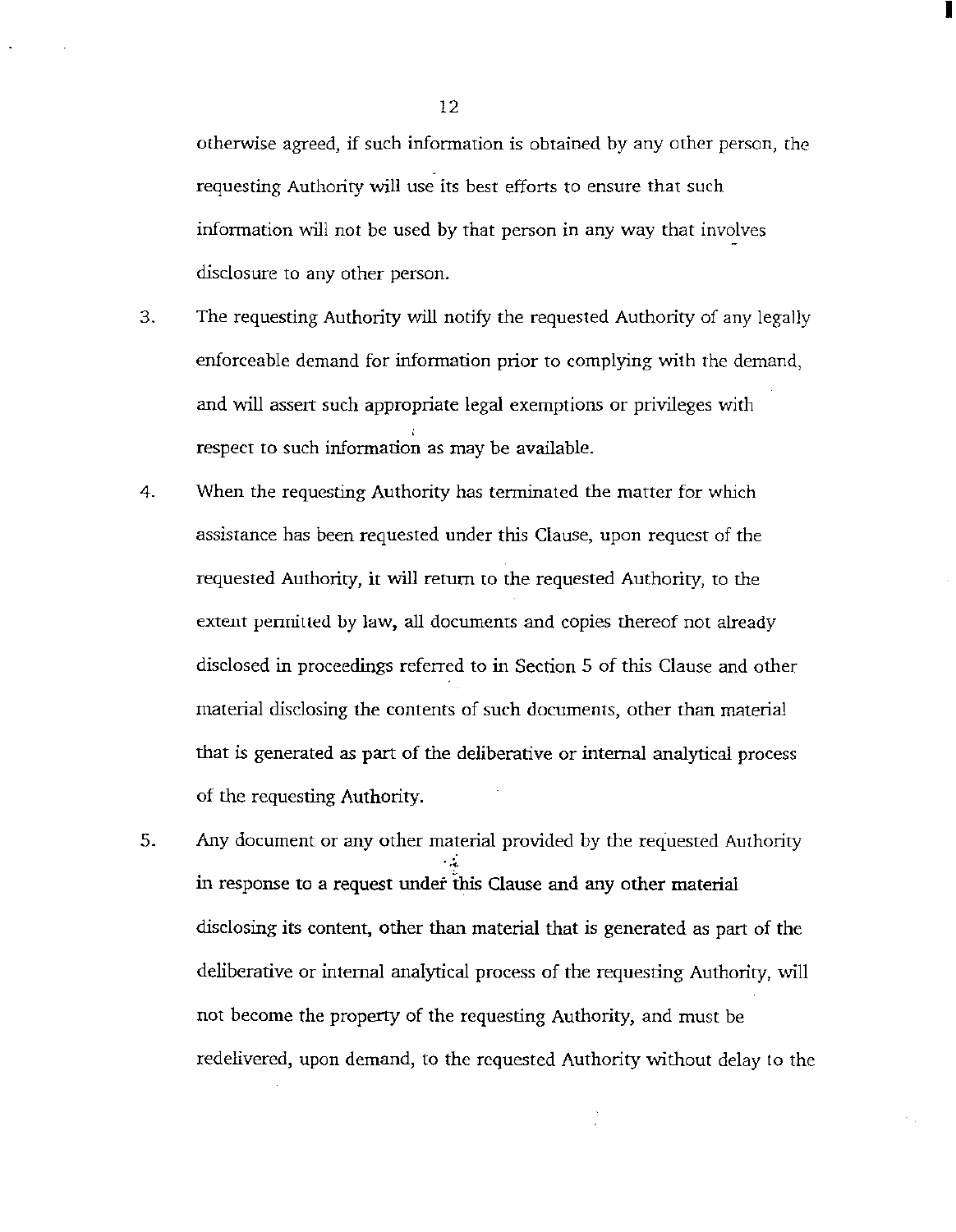otherwise agreed, if such information is obtained by any other person, the requesting Authority will use its best efforts to ensure that such information will not be used by that person in any way that involves disclosure to any other person.

3. The requesting Authority will notify the requested Authority of any legally enforceable demand for information prior to complying with the demand, and will assert such appropriate legal exemptions or privileges with respect to such information as may be available.

4. When the requesting Authority has terminated the matter for which assistance has been requested under this Clause, upon request of the requested Authority, it will return to the requested Authority, to the extent permitted by law, all documents and copies thereof not already disclosed in proceedings referred to in Section 5 of this Clause and other material disclosing the contents of such documents, other than material that is generated as part of the deliberative or internal analytical process of the requesting Authority.

5. Any document or any other material provided by the requested Authority in response to a request under this Clause and any other material disclosing its content, other than material that is generated as part of the deliberative or internal analytical process of the requesting Authority, will not become the property of the requesting Authority, and must be redelivered, upon demand, to the requested Authority without delay to the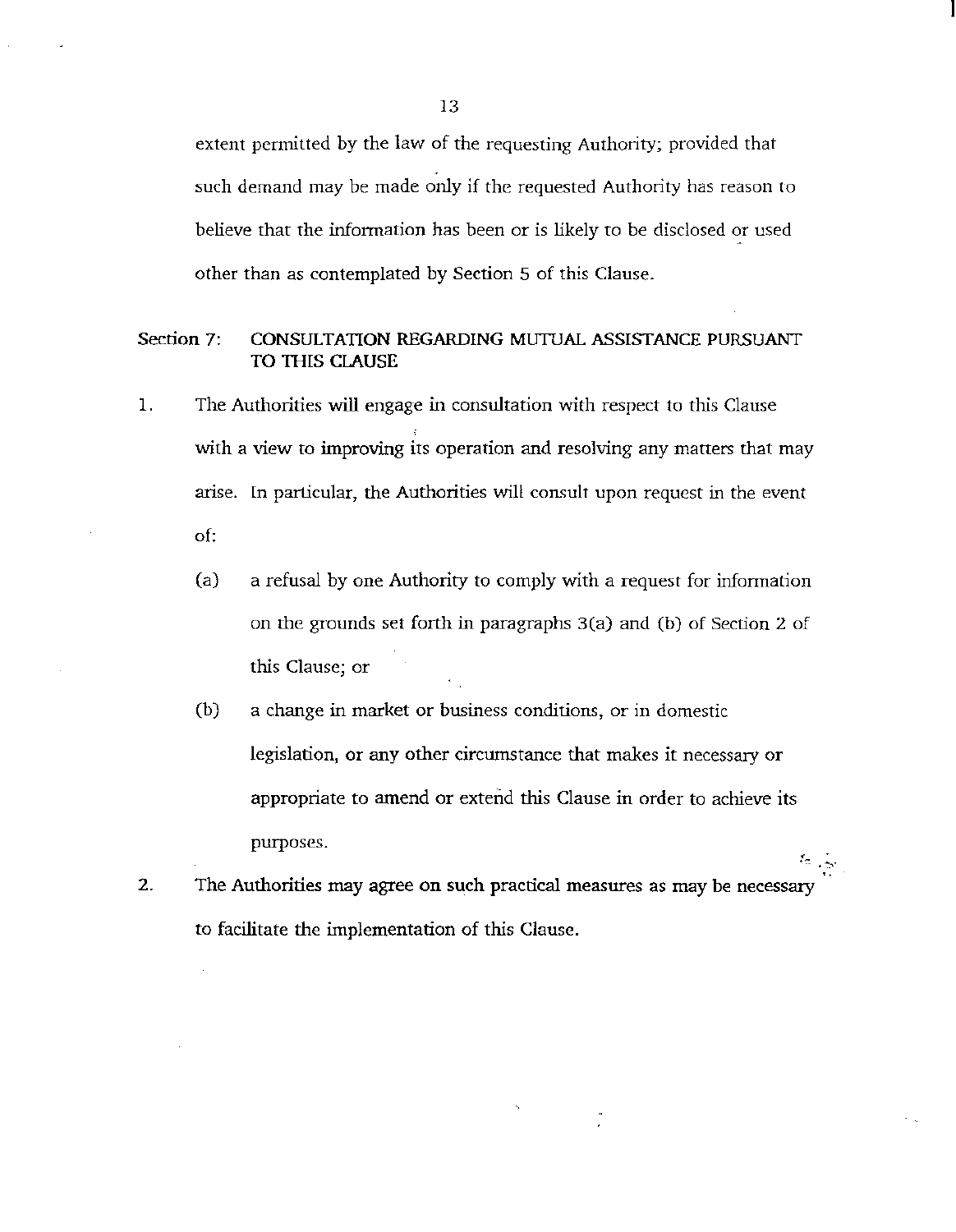extent permitted by the law of the requesting Authority; provided that such demand may be made only if the requested Authority has reason to believe that the information has been or is likely to be disclosed or used other than as contemplated by Section 5 of this Clause.

## Section 7: CONSULTATION REGARDING MUTUAL ASSISTANCE PURSUANT TO THIS CLAUSE

1. The Authorities will engage in consultation with respect to this Clause with a view to improving its operation and resolving any matters that may arise. In particular, the Authorities will consult upon request in the event of:

   (a) a refusal by one Authority to comply with a request for information on the grounds set forth in paragraphs 3(a) and (b) of Section 2 of this Clause; or

   (b) a change in market or business conditions, or in domestic legislation, or any other circumstance that makes it necessary or appropriate to amend or extend this Clause in order to achieve its purposes.

2. The Authorities may agree on such practical measures as may be necessary to facilitate the implementation of this Clause.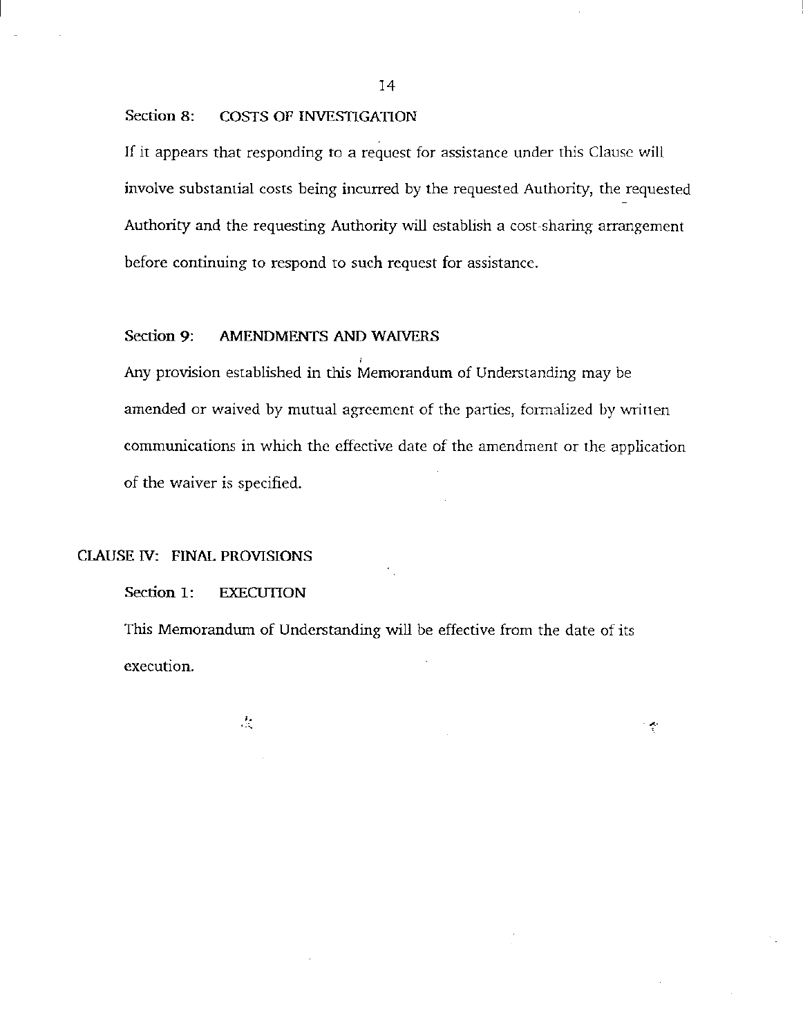### Section 8: COSTS OF INVESTIGATION

If it appears that responding to a request for assistance under this Clause will involve substantial costs being incurred by the requested Authority, the requested Authority and the requesting Authority will establish a cost-sharing arrangement before continuing to respond to such request for assistance.

### Section 9: AMENDMENTS AND WAIVERS

Any provision established in this Memorandum of Understanding may be amended or waived by mutual agreement of the parties, formalized by written communications in which the effective date of the amendment or the application of the waiver is specified.

## CLAUSE IV: FINAL PROVISIONS

### Section 1: EXECUTION

This Memorandum of Understanding will be effective from the date of its execution.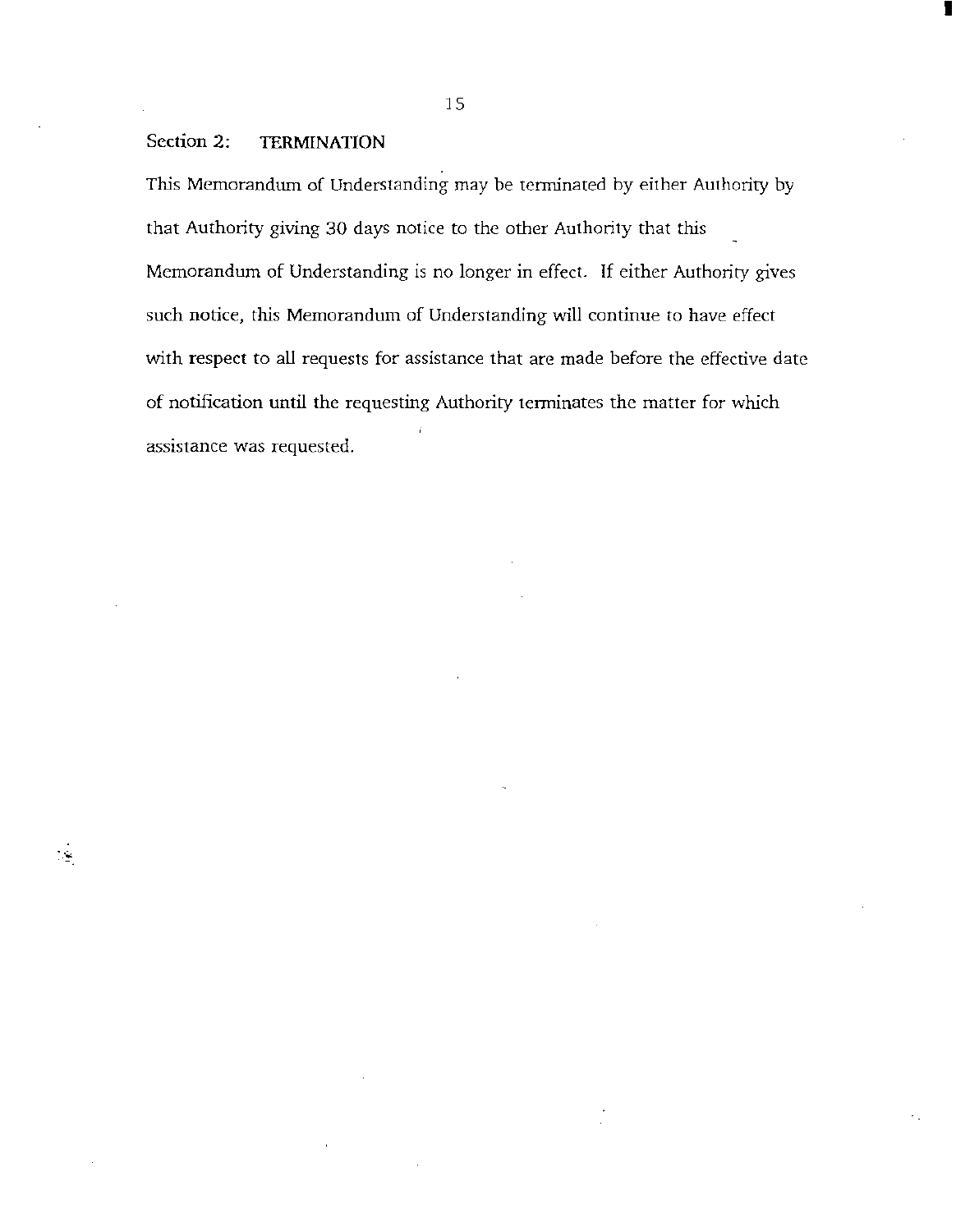## Section 2: TERMINATION

This Memorandum of Understanding may be terminated by either Authority by that Authority giving 30 days notice to the other Authority that this Memorandum of Understanding is no longer in effect. If either Authority gives such notice, this Memorandum of Understanding will continue to have effect with respect to all requests for assistance that are made before the effective date of notification until the requesting Authority terminates the matter for which assistance was requested.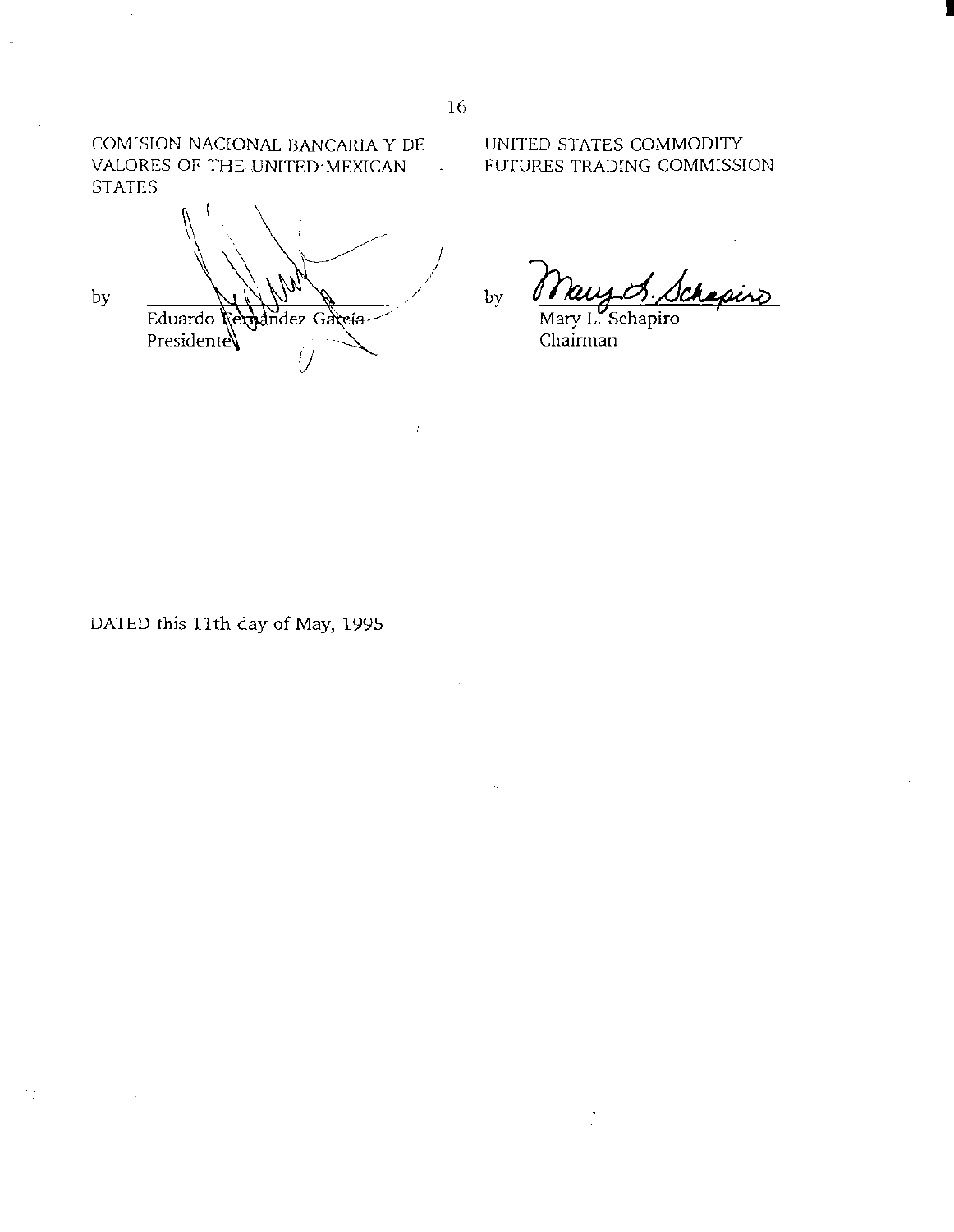COMISION NACIONAL BANCARIA Y DE VALORES OF THE UNITED MEXICAN STATES

by \_\_\_\_\_\_\_\_\_\_\_\_\_\_\_\_\_\_\_\_\_\_\_\_\_\_
Eduardo Fernández García
Presidente

UNITED STATES COMMODITY FUTURES TRADING COMMISSION

by \_\_\_\_\_\_\_\_\_\_\_\_\_\_\_\_\_\_\_\_\_\_\_\_\_\_
Mary L. Schapiro
Chairman

DATED this 11th day of May, 1995